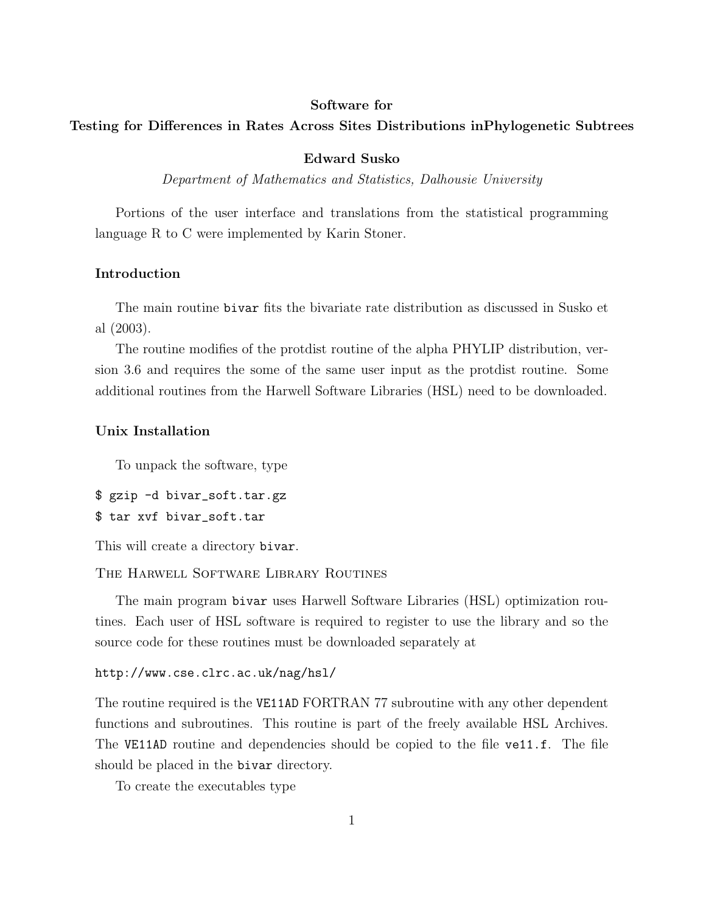**Software for**

**Testing for Differences in Rates Across Sites Distributions inPhylogenetic Subtrees**

**Edward Susko**

*Department of Mathematics and Statistics, Dalhousie University*

Portions of the user interface and translations from the statistical programming language R to C were implemented by Karin Stoner.

### Introduction

The main routine `bivar` fits the bivariate rate distribution as discussed in Susko et al (2003).

The routine modifies of the protdist routine of the alpha PHYLIP distribution, version 3.6 and requires the some of the same user input as the protdist routine. Some additional routines from the Harwell Software Libraries (HSL) need to be downloaded.

### Unix Installation

To unpack the software, type

```
$ gzip -d bivar_soft.tar.gz
$ tar xvf bivar_soft.tar
```

This will create a directory `bivar`.

#### The Harwell Software Library Routines

The main program `bivar` uses Harwell Software Libraries (HSL) optimization routines. Each user of HSL software is required to register to use the library and so the source code for these routines must be downloaded separately at

`http://www.cse.clrc.ac.uk/nag/hsl/`

The routine required is the `VE11AD` FORTRAN 77 subroutine with any other dependent functions and subroutines. This routine is part of the freely available HSL Archives. The `VE11AD` routine and dependencies should be copied to the file `ve11.f`. The file should be placed in the `bivar` directory.

To create the executables type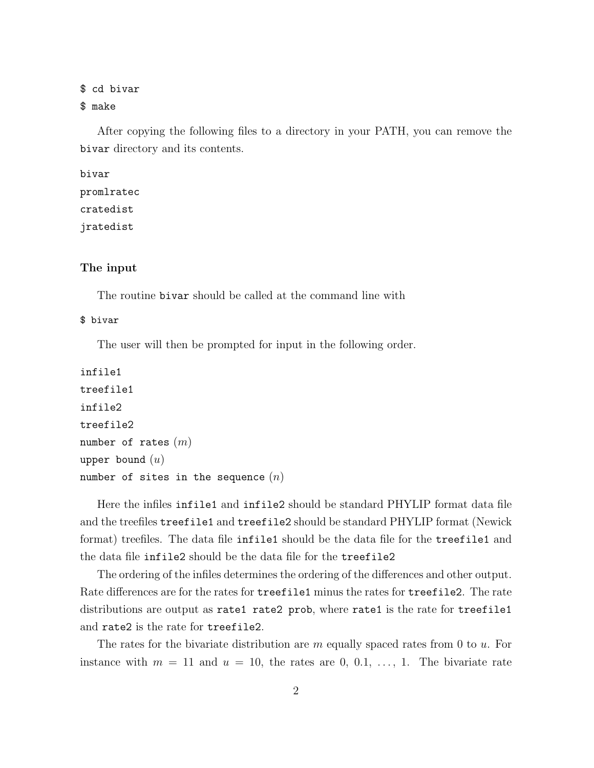```
$ cd bivar
$ make
```

After copying the following files to a directory in your PATH, you can remove the `bivar` directory and its contents.

```
bivar
promlratec
cratedist
jratedist
```

### The input

The routine `bivar` should be called at the command line with

```
$ bivar
```

The user will then be prompted for input in the following order.

```
infile1
treefile1
infile2
treefile2
number of rates (m)
upper bound (u)
number of sites in the sequence (n)
```

Here the infiles `infile1` and `infile2` should be standard PHYLIP format data file and the treefiles `treefile1` and `treefile2` should be standard PHYLIP format (Newick format) treefiles. The data file `infile1` should be the data file for the `treefile1` and the data file `infile2` should be the data file for the `treefile2`

The ordering of the infiles determines the ordering of the differences and other output. Rate differences are for the rates for `treefile1` minus the rates for `treefile2`. The rate distributions are output as `rate1 rate2 prob`, where `rate1` is the rate for `treefile1` and `rate2` is the rate for `treefile2`.

The rates for the bivariate distribution are $m$ equally spaced rates from 0 to $u$. For instance with $m = 11$ and $u = 10$, the rates are 0, 0.1, ..., 1. The bivariate rate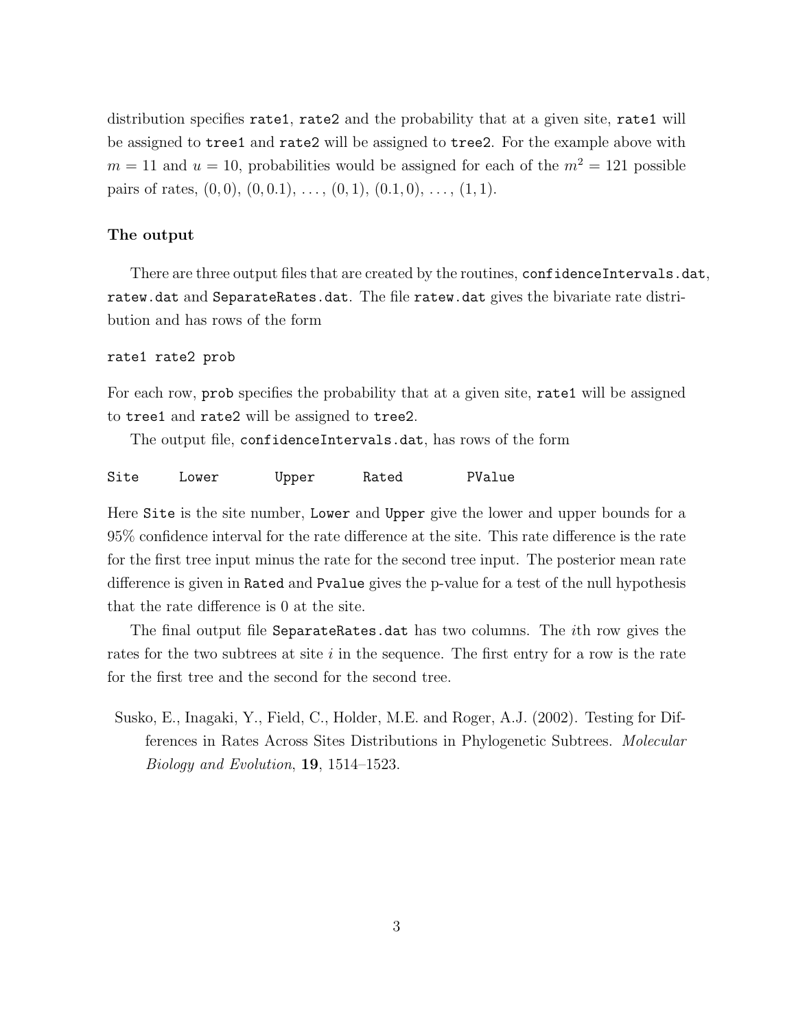distribution specifies `rate1`, `rate2` and the probability that at a given site, `rate1` will be assigned to `tree1` and `rate2` will be assigned to `tree2`. For the example above with $m = 11$ and $u = 10$, probabilities would be assigned for each of the $m^2 = 121$ possible pairs of rates, $(0, 0)$, $(0, 0.1)$, $\ldots$, $(0, 1)$, $(0.1, 0)$, $\ldots$, $(1, 1)$.

**The output**

There are three output files that are created by the routines, `confidenceIntervals.dat`, `ratew.dat` and `SeparateRates.dat`. The file `ratew.dat` gives the bivariate rate distribution and has rows of the form

```
rate1 rate2 prob
```

For each row, `prob` specifies the probability that at a given site, `rate1` will be assigned to `tree1` and `rate2` will be assigned to `tree2`.

The output file, `confidenceIntervals.dat`, has rows of the form

```
Site     Lower        Upper       Rated         PValue
```

Here `Site` is the site number, `Lower` and `Upper` give the lower and upper bounds for a 95% confidence interval for the rate difference at the site. This rate difference is the rate for the first tree input minus the rate for the second tree input. The posterior mean rate difference is given in `Rated` and `Pvalue` gives the p-value for a test of the null hypothesis that the rate difference is 0 at the site.

The final output file `SeparateRates.dat` has two columns. The $i$th row gives the rates for the two subtrees at site $i$ in the sequence. The first entry for a row is the rate for the first tree and the second for the second tree.

Susko, E., Inagaki, Y., Field, C., Holder, M.E. and Roger, A.J. (2002). Testing for Differences in Rates Across Sites Distributions in Phylogenetic Subtrees. *Molecular Biology and Evolution*, **19**, 1514–1523.